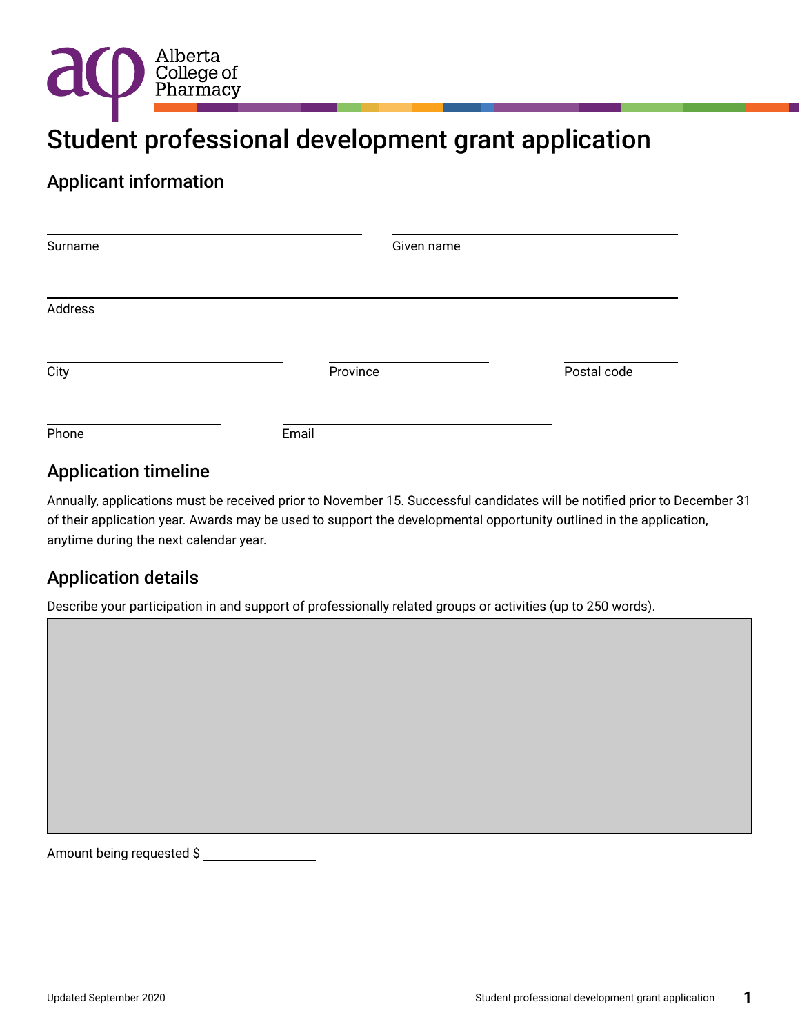Alberta College of Pharmacy

# Student professional development grant application

## Applicant information

Surname ______________________ Given name ______________________

Address ______________________

City ______________________ Province ______________________ Postal code ______________________

Phone ______________________ Email ______________________

## Application timeline

Annually, applications must be received prior to November 15. Successful candidates will be notified prior to December 31 of their application year. Awards may be used to support the developmental opportunity outlined in the application, anytime during the next calendar year.

## Application details

Describe your participation in and support of professionally related groups or activities (up to 250 words).

Amount being requested $ ______________________

Updated September 2020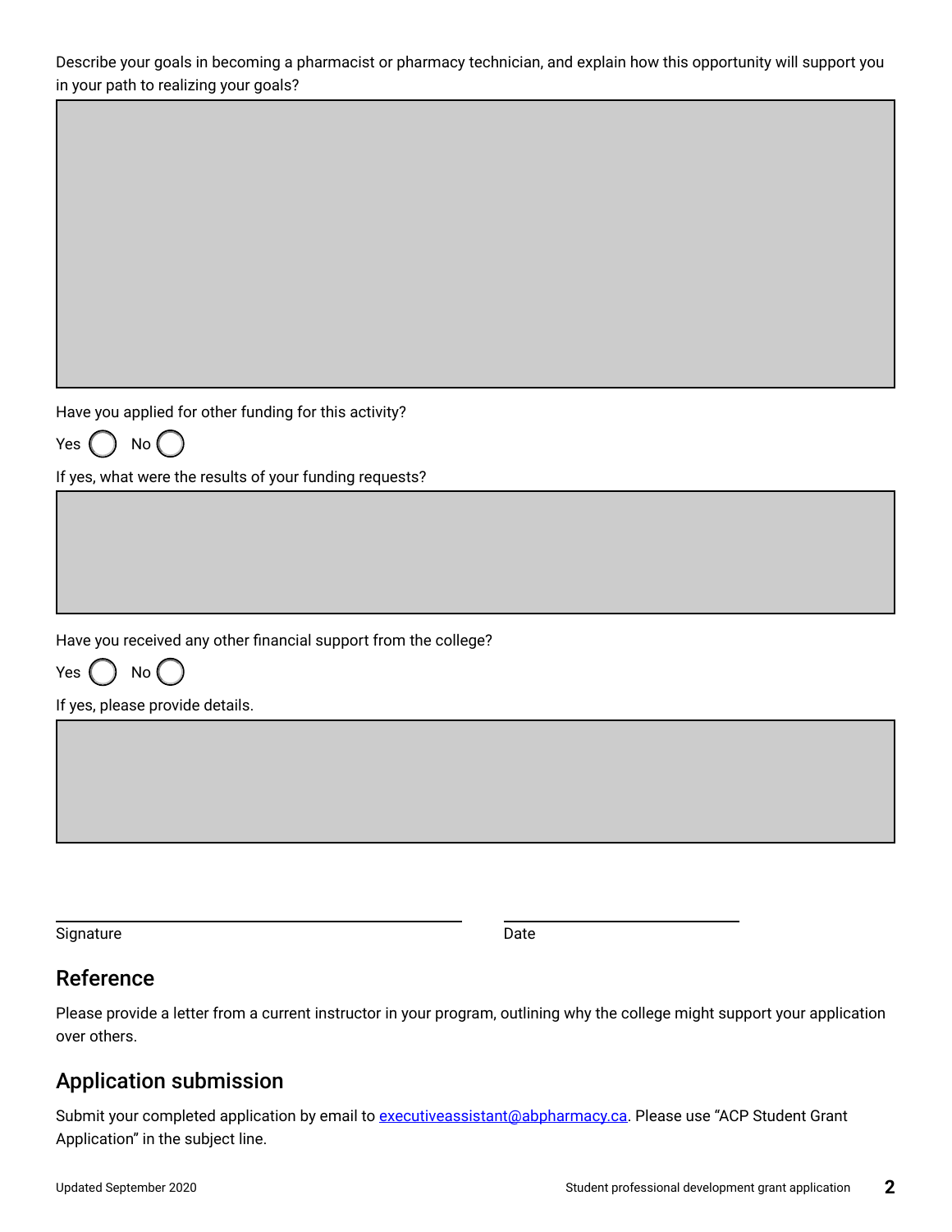Describe your goals in becoming a pharmacist or pharmacy technician, and explain how this opportunity will support you in your path to realizing your goals?

Have you applied for other funding for this activity?

Yes ◯ No ◯

If yes, what were the results of your funding requests?

Have you received any other financial support from the college?

Yes ◯ No ◯

If yes, please provide details.

Signature

Date

## Reference

Please provide a letter from a current instructor in your program, outlining why the college might support your application over others.

## Application submission

Submit your completed application by email to executiveassistant@abpharmacy.ca. Please use "ACP Student Grant Application" in the subject line.

Updated September 2020